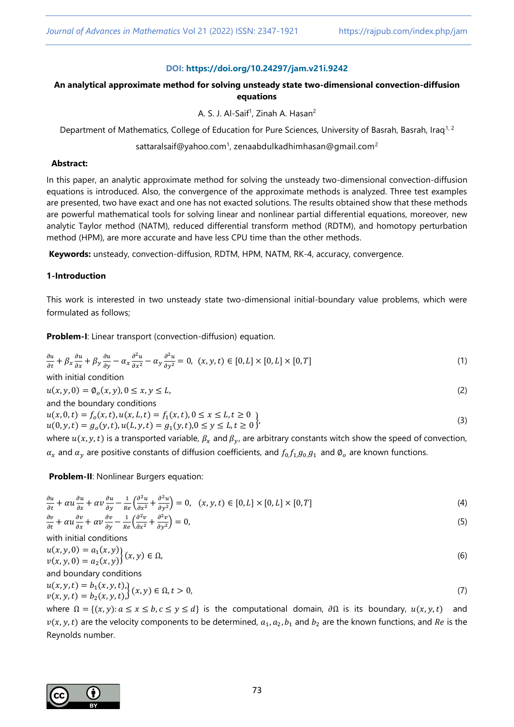**DOI: https://doi.org/10.24297/jam.v21i.9242**

# An analytical approximate method for solving unsteady state two-dimensional convection-diffusion equations

A. S. J. Al-Saif[1], Zinah A. Hasan[2]

Department of Mathematics, College of Education for Pure Sciences, University of Basrah, Basrah, Iraq[1, 2]

sattaralsaif@yahoo.com[1], zenaabdulkadhimhasan@gmail.com[2]

**Abstract:**

In this paper, an analytic approximate method for solving the unsteady two-dimensional convection-diffusion equations is introduced. Also, the convergence of the approximate methods is analyzed. Three test examples are presented, two have exact and one has not exacted solutions. The results obtained show that these methods are powerful mathematical tools for solving linear and nonlinear partial differential equations, moreover, new analytic Taylor method (NATM), reduced differential transform method (RDTM), and homotopy perturbation method (HPM), are more accurate and have less CPU time than the other methods.

**Keywords:** unsteady, convection-diffusion, RDTM, HPM, NATM, RK-4, accuracy, convergence.

## 1-Introduction

This work is interested in two unsteady state two-dimensional initial-boundary value problems, which were formulated as follows;

**Problem-I**: Linear transport (convection-diffusion) equation.

$$\frac{\partial u}{\partial t}+\beta_x\frac{\partial u}{\partial x}+\beta_y\frac{\partial u}{\partial y}-\alpha_x\frac{\partial^2 u}{\partial x^2}-\alpha_y\frac{\partial^2 u}{\partial y^2}=0,\ \ (x,y,t)\in[0,L]\times[0,L]\times[0,T] \tag{1}$$

with initial condition

$$u(x,y,0)=\emptyset_o(x,y), 0\le x,y\le L, \tag{2}$$

and the boundary conditions

$$\left.\begin{aligned} u(x,0,t)=f_o(x,t), u(x,L,t)=f_1(x,t), 0\le x\le L, t\ge 0\\ u(0,y,t)=g_o(y,t), u(L,y,t)=g_1(y,t), 0\le y\le L, t\ge 0\end{aligned}\right\}, \tag{3}$$

where $u(x,y,t)$ is a transported variable, $\beta_x$ and $\beta_y$, are arbitrary constants witch show the speed of convection, $\alpha_x$ and $\alpha_y$ are positive constants of diffusion coefficients, and $f_0, f_1, g_0, g_1$ and $\emptyset_o$ are known functions.

**Problem-II**: Nonlinear Burgers equation:

$$\frac{\partial u}{\partial t}+\alpha u\frac{\partial u}{\partial x}+\alpha v\frac{\partial u}{\partial y}-\frac{1}{Re}\left(\frac{\partial^2 u}{\partial x^2}+\frac{\partial^2 u}{\partial y^2}\right)=0,\ \ (x,y,t)\in[0,L]\times[0,L]\times[0,T] \tag{4}$$

$$\frac{\partial v}{\partial t}+\alpha u\frac{\partial v}{\partial x}+\alpha v\frac{\partial v}{\partial y}-\frac{1}{Re}\left(\frac{\partial^2 v}{\partial x^2}+\frac{\partial^2 v}{\partial y^2}\right)=0, \tag{5}$$

with initial conditions

$$\left.\begin{aligned} u(x,y,0)=a_1(x,y)\\ v(x,y,0)=a_2(x,y)\end{aligned}\right\}(x,y)\in\Omega, \tag{6}$$

and boundary conditions

$$\left.\begin{aligned} u(x,y,t)=b_1(x,y,t),\\ v(x,y,t)=b_2(x,y,t),\end{aligned}\right\}(x,y)\in\Omega, t>0, \tag{7}$$

where $\Omega=\{(x,y): a\le x\le b, c\le y\le d\}$ is the computational domain, $\partial\Omega$ is its boundary, $u(x,y,t)$ and $v(x,y,t)$ are the velocity components to be determined, $a_1, a_2, b_1$ and $b_2$ are the known functions, and $Re$ is the Reynolds number.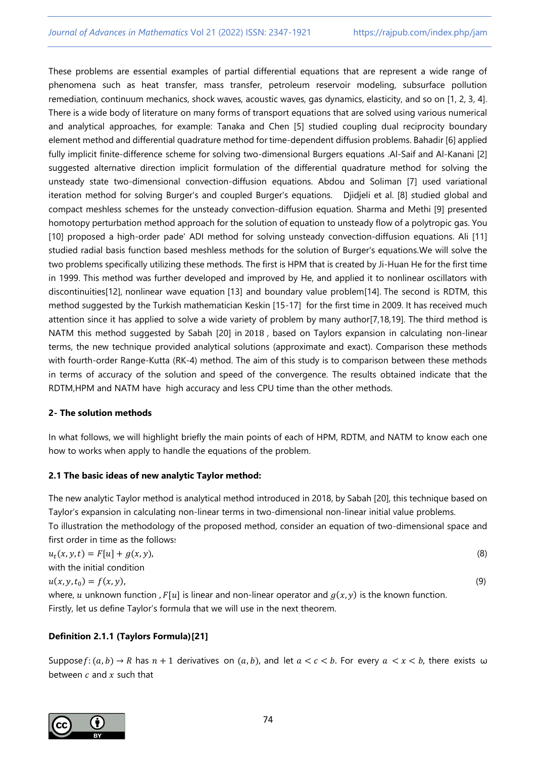These problems are essential examples of partial differential equations that are represent a wide range of phenomena such as heat transfer, mass transfer, petroleum reservoir modeling, subsurface pollution remediation, continuum mechanics, shock waves, acoustic waves, gas dynamics, elasticity, and so on [1, 2, 3, 4]. There is a wide body of literature on many forms of transport equations that are solved using various numerical and analytical approaches, for example: Tanaka and Chen [5] studied coupling dual reciprocity boundary element method and differential quadrature method for time-dependent diffusion problems. Bahadir [6] applied fully implicit finite-difference scheme for solving two-dimensional Burgers equations .Al-Saif and Al-Kanani [2] suggested alternative direction implicit formulation of the differential quadrature method for solving the unsteady state two-dimensional convection-diffusion equations. Abdou and Soliman [7] used variational iteration method for solving Burger's and coupled Burger's equations. Djidjeli et al. [8] studied global and compact meshless schemes for the unsteady convection-diffusion equation. Sharma and Methi [9] presented homotopy perturbation method approach for the solution of equation to unsteady flow of a polytropic gas. You [10] proposed a high-order pade' ADI method for solving unsteady convection-diffusion equations. Ali [11] studied radial basis function based meshless methods for the solution of Burger's equations.We will solve the two problems specifically utilizing these methods. The first is HPM that is created by Ji-Huan He for the first time in 1999. This method was further developed and improved by He, and applied it to nonlinear oscillators with discontinuities[12], nonlinear wave equation [13] and boundary value problem[14]. The second is RDTM, this method suggested by the Turkish mathematician Keskin [15-17] for the first time in 2009. It has received much attention since it has applied to solve a wide variety of problem by many author[7,18,19]. The third method is NATM this method suggested by Sabah [20] in 2018 , based on Taylors expansion in calculating non-linear terms, the new technique provided analytical solutions (approximate and exact). Comparison these methods with fourth-order Range-Kutta (RK-4) method. The aim of this study is to comparison between these methods in terms of accuracy of the solution and speed of the convergence. The results obtained indicate that the RDTM,HPM and NATM have high accuracy and less CPU time than the other methods.

**2- The solution methods**

In what follows, we will highlight briefly the main points of each of HPM, RDTM, and NATM to know each one how to works when apply to handle the equations of the problem.

**2.1 The basic ideas of new analytic Taylor method:**

The new analytic Taylor method is analytical method introduced in 2018, by Sabah [20], this technique based on Taylor's expansion in calculating non-linear terms in two-dimensional non-linear initial value problems.
To illustration the methodology of the proposed method, consider an equation of two-dimensional space and first order in time as the follows:

$$u_t(x, y, t) = F[u] + g(x, y), \tag{8}$$

with the initial condition

$$u(x, y, t_0) = f(x, y), \tag{9}$$

where, $u$ unknown function , $F[u]$ is linear and non-linear operator and $g(x, y)$ is the known function.
Firstly, let us define Taylor's formula that we will use in the next theorem.

**Definition 2.1.1 (Taylors Formula)[21]**

Suppose $f: (a, b) \to R$ has $n + 1$ derivatives on $(a, b)$, and let $a < c < b$. For every $a < x < b$, there exists ω between $c$ and $x$ such that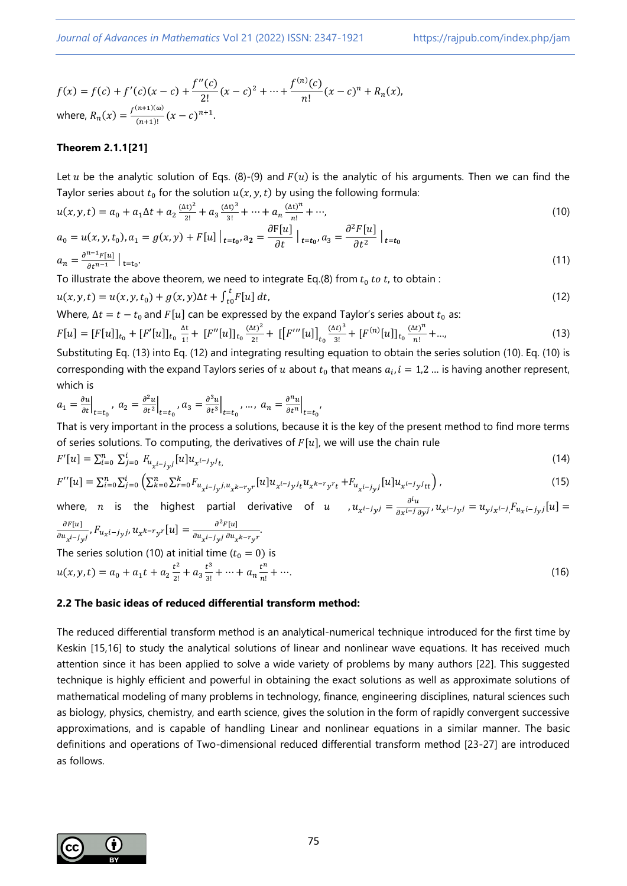$$f(x) = f(c) + f'(c)(x-c) + \frac{f''(c)}{2!}(x-c)^2 + \cdots + \frac{f^{(n)}(c)}{n!}(x-c)^n + R_n(x),$$

where, $R_n(x) = \frac{f^{(n+1)(\omega)}}{(n+1)!}(x-c)^{n+1}$.

**Theorem 2.1.1[21]**

Let $u$ be the analytic solution of Eqs. (8)-(9) and $F(u)$ is the analytic of his arguments. Then we can find the Taylor series about $t_0$ for the solution $u(x,y,t)$ by using the following formula:

$$u(x,y,t) = a_0 + a_1\Delta t + a_2\frac{(\Delta t)^2}{2!} + a_3\frac{(\Delta t)^3}{3!} + \cdots + a_n\frac{(\Delta t)^n}{n!} + \cdots, \tag{10}$$

$$a_0 = u(x,y,t_0), a_1 = g(x,y) + F[u]\,\big|_{t=t_0}, a_2 = \frac{\partial F[u]}{\partial t}\,\big|_{t=t_0}, a_3 = \frac{\partial^2 F[u]}{\partial t^2}\,\big|_{t=t_0}$$

$$a_n = \frac{\partial^{n-1}F[u]}{\partial t^{n-1}}\,\big|_{t=t_0}. \tag{11}$$

To illustrate the above theorem, we need to integrate Eq.(8) from $t_0$ $to$ $t$, to obtain :

$$u(x,y,t) = u(x,y,t_0) + g(x,y)\Delta t + \int_{t0}^{t} F[u]\,dt, \tag{12}$$

Where, $\Delta t = t - t_0$ and $F[u]$ can be expressed by the expand Taylor's series about $t_0$ as:

$$F[u] = [F[u]]_{t_0} + [F'[u]]_{t_0}\frac{\Delta t}{1!} + [F''[u]]_{t_0}\frac{(\Delta t)^2}{2!} + [[F'''[u]]_{t_0}\frac{(\Delta t)^3}{3!} + [F^{(n)}[u]]_{t_0}\frac{(\Delta t)^n}{n!} + \ldots, \tag{13}$$

Substituting Eq. (13) into Eq. (12) and integrating resulting equation to obtain the series solution (10). Eq. (10) is corresponding with the expand Taylors series of $u$ about $t_0$ that means $a_i, i = 1,2 \ldots$ is having another represent, which is

$$a_1 = \frac{\partial u}{\partial t}\Big|_{t=t_0},\; a_2 = \frac{\partial^2 u}{\partial t^2}\Big|_{t=t_0}, a_3 = \frac{\partial^3 u}{\partial t^3}\Big|_{t=t_0}, \ldots,\; a_n = \frac{\partial^n u}{\partial t^n}\Big|_{t=t_0},$$

That is very important in the process a solutions, because it is the key of the present method to find more terms of series solutions. To computing, the derivatives of $F[u]$, we will use the chain rule

$$F'[u] = \sum_{i=0}^{n}\sum_{j=0}^{i} F_{u_{x^{i-j}y^j}}[u]u_{x^{i-j}y^j t,} \tag{14}$$

$$F''[u] = \sum_{i=0}^{n}\sum_{j=0}^{i}\left(\sum_{k=0}^{n}\sum_{r=0}^{k} F_{u_{x^{i-j}y^j},u_{x^{k-r}y^r}}[u]u_{x^{i-j}y^j t}u_{x^{k-r}y^r t} + F_{u_{x^{i-j}y^j}}[u]u_{x^{i-j}y^j tt}\right), \tag{15}$$

where, $n$ is the highest partial derivative of $u$ , $u_{x^{i-j}y^j} = \frac{\partial^i u}{\partial x^{i-j}\partial y^j}, u_{x^{i-j}y^j} = u_{y^j x^{i-j}}, F_{u_{x^{i-j}y^j}}[u] = \frac{\partial F[u]}{\partial u_{x^{i-j}y^j}}, F_{u_{x^{i-j}y^j},u_{x^{k-r}y^r}}[u] = \frac{\partial^2 F[u]}{\partial u_{x^{i-j}y^j}\partial u_{x^{k-r}y^r}}$.

The series solution (10) at initial time ($t_0 = 0$) is

$$u(x,y,t) = a_0 + a_1 t + a_2\frac{t^2}{2!} + a_3\frac{t^3}{3!} + \cdots + a_n\frac{t^n}{n!} + \cdots. \tag{16}$$

### 2.2 The basic ideas of reduced differential transform method:

The reduced differential transform method is an analytical-numerical technique introduced for the first time by Keskin [15,16] to study the analytical solutions of linear and nonlinear wave equations. It has received much attention since it has been applied to solve a wide variety of problems by many authors [22]. This suggested technique is highly efficient and powerful in obtaining the exact solutions as well as approximate solutions of mathematical modeling of many problems in technology, finance, engineering disciplines, natural sciences such as biology, physics, chemistry, and earth science, gives the solution in the form of rapidly convergent successive approximations, and is capable of handling Linear and nonlinear equations in a similar manner. The basic definitions and operations of Two-dimensional reduced differential transform method [23-27] are introduced as follows.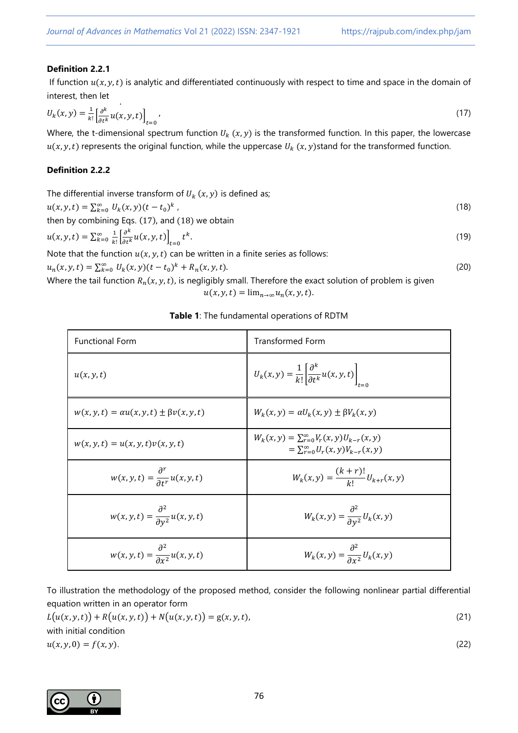**Definition 2.2.1**

If function $u(x, y, t)$ is analytic and differentiated continuously with respect to time and space in the domain of interest, then let

$$U_k(x, y) = \frac{1}{k!}\left[\frac{\partial^k}{\partial t^k} u(x, y, t)\right]_{t=0}, \tag{17}$$

Where, the t-dimensional spectrum function $U_k\,(x, y)$ is the transformed function. In this paper, the lowercase $u(x, y, t)$ represents the original function, while the uppercase $U_k\,(x, y)$stand for the transformed function.

**Definition 2.2.2**

The differential inverse transform of $U_k\,(x, y)$ is defined as;

$$u(x, y, t) = \sum_{k=0}^{\infty} U_k(x, y)(t - t_0)^k\,, \tag{18}$$

then by combining Eqs. (17), and (18) we obtain

$$u(x, y, t) = \sum_{k=0}^{\infty} \frac{1}{k!}\left[\frac{\partial^k}{\partial t^k} u(x, y, t)\right]_{t=0} t^k. \tag{19}$$

Note that the function $u(x, y, t)$ can be written in a finite series as follows:

$$u_n(x, y, t) = \sum_{k=0}^{\infty} U_k(x, y)(t - t_0)^k + R_n(x, y, t). \tag{20}$$

Where the tail function $R_n(x, y, t)$, is negligibly small. Therefore the exact solution of problem is given

$$u(x, y, t) = \lim_{n\to\infty} u_n(x, y, t).$$

**Table 1**: The fundamental operations of RDTM

| Functional Form | Transformed Form |
|---|---|
| $u(x, y, t)$ | $U_k(x, y) = \frac{1}{k!}\left[\frac{\partial^k}{\partial t^k} u(x, y, t)\right]_{t=0}$ |
| $w(x, y, t) = \alpha u(x, y, t) \pm \beta v(x, y, t)$ | $W_k(x, y) = \alpha U_k(x, y) \pm \beta V_k(x, y)$ |
| $w(x, y, t) = u(x, y, t)v(x, y, t)$ | $W_k(x, y) = \sum_{r=0}^{\infty} V_r(x, y)U_{k-r}(x, y) = \sum_{r=0}^{\infty} U_r(x, y)V_{k-r}(x, y)$ |
| $w(x, y, t) = \frac{\partial^r}{\partial t^r} u(x, y, t)$ | $W_k(x, y) = \frac{(k + r)!}{k!} U_{k+r}(x, y)$ |
| $w(x, y, t) = \frac{\partial^2}{\partial y^2} u(x, y, t)$ | $W_k(x, y) = \frac{\partial^2}{\partial y^2} U_k(x, y)$ |
| $w(x, y, t) = \frac{\partial^2}{\partial x^2} u(x, y, t)$ | $W_k(x, y) = \frac{\partial^2}{\partial x^2} U_k(x, y)$ |

To illustration the methodology of the proposed method, consider the following nonlinear partial differential equation written in an operator form

$$L\big(u(x, y, t)\big) + R\big(u(x, y, t)\big) + N\big(u(x, y, t)\big) = g(x, y, t), \tag{21}$$

with initial condition

$$u(x, y, 0) = f(x, y). \tag{22}$$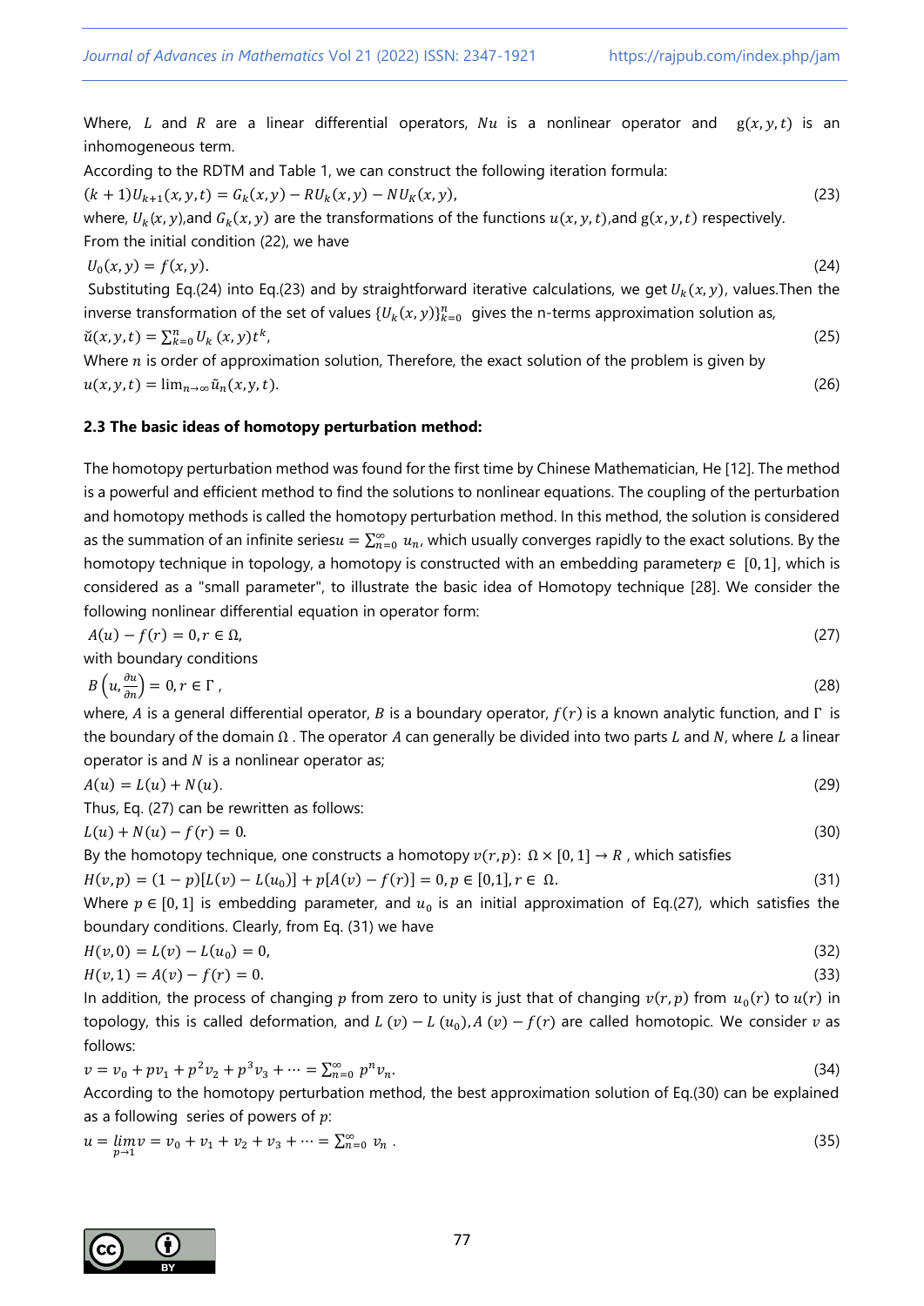Where, $L$ and $R$ are a linear differential operators, $Nu$ is a nonlinear operator and $g(x, y, t)$ is an inhomogeneous term.

According to the RDTM and Table 1, we can construct the following iteration formula:

$$(k+1)U_{k+1}(x,y,t) = G_k(x,y) - RU_k(x,y) - NU_K(x,y), \tag{23}$$

where, $U_k(x,y)$,and $G_k(x,y)$ are the transformations of the functions $u(x,y,t)$,and $g(x,y,t)$ respectively.

From the initial condition (22), we have

$$U_0(x,y) = f(x,y). \tag{24}$$

Substituting Eq.(24) into Eq.(23) and by straightforward iterative calculations, we get $U_k(x,y)$, values.Then the inverse transformation of the set of values $\{U_k(x,y)\}_{k=0}^{n}$ gives the n-terms approximation solution as,

$$\breve{u}(x,y,t) = \sum_{k=0}^{n} U_k(x,y)t^k, \tag{25}$$

Where $n$ is order of approximation solution, Therefore, the exact solution of the problem is given by

$$u(x,y,t) = \lim_{n\to\infty} \tilde{u}_n(x,y,t). \tag{26}$$

### 2.3 The basic ideas of homotopy perturbation method:

The homotopy perturbation method was found for the first time by Chinese Mathematician, He [12]. The method is a powerful and efficient method to find the solutions to nonlinear equations. The coupling of the perturbation and homotopy methods is called the homotopy perturbation method. In this method, the solution is considered as the summation of an infinite series$u = \sum_{n=0}^{\infty} u_n$, which usually converges rapidly to the exact solutions. By the homotopy technique in topology, a homotopy is constructed with an embedding parameter$p \in [0,1]$, which is considered as a "small parameter", to illustrate the basic idea of Homotopy technique [28]. We consider the following nonlinear differential equation in operator form:

$$A(u) - f(r) = 0, r \in \Omega, \tag{27}$$

with boundary conditions

$$B\left(u, \frac{\partial u}{\partial n}\right) = 0, r \in \Gamma, \tag{28}$$

where, $A$ is a general differential operator, $B$ is a boundary operator, $f(r)$ is a known analytic function, and $\Gamma$ is the boundary of the domain $\Omega$ . The operator $A$ can generally be divided into two parts $L$ and $N$, where $L$ a linear operator is and $N$ is a nonlinear operator as;

$$A(u) = L(u) + N(u). \tag{29}$$

Thus, Eq. (27) can be rewritten as follows:

$$L(u) + N(u) - f(r) = 0. \tag{30}$$

By the homotopy technique, one constructs a homotopy $v(r,p)$: $\Omega \times [0,1] \to R$ , which satisfies

$$H(v,p) = (1-p)[L(v) - L(u_0)] + p[A(v) - f(r)] = 0, p \in [0,1], r \in \Omega. \tag{31}$$

Where $p \in [0,1]$ is embedding parameter, and $u_0$ is an initial approximation of Eq.(27), which satisfies the boundary conditions. Clearly, from Eq. (31) we have

$$H(v,0) = L(v) - L(u_0) = 0, \tag{32}$$

$$H(v,1) = A(v) - f(r) = 0. \tag{33}$$

In addition, the process of changing $p$ from zero to unity is just that of changing $v(r,p)$ from $u_0(r)$ to $u(r)$ in topology, this is called deformation, and $L(v) - L(u_0), A(v) - f(r)$ are called homotopic. We consider $v$ as follows:

$$v = v_0 + pv_1 + p^2v_2 + p^3v_3 + \cdots = \sum_{n=0}^{\infty} p^n v_n. \tag{34}$$

According to the homotopy perturbation method, the best approximation solution of Eq.(30) can be explained as a following series of powers of $p$:

$$u = \lim_{p\to 1} v = v_0 + v_1 + v_2 + v_3 + \cdots = \sum_{n=0}^{\infty} v_n. \tag{35}$$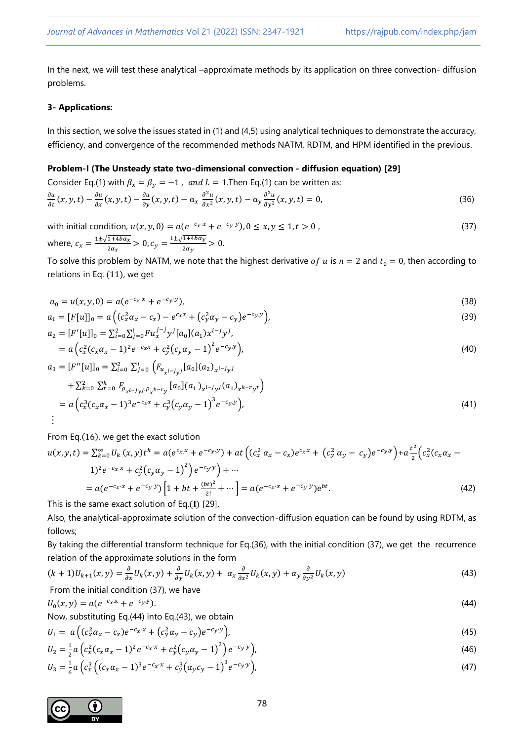In the next, we will test these analytical –approximate methods by its application on three convection- diffusion problems.

**3- Applications:**

In this section, we solve the issues stated in (1) and (4,5) using analytical techniques to demonstrate the accuracy, efficiency, and convergence of the recommended methods NATM, RDTM, and HPM identified in the previous.

**Problem-I (The Unsteady state two-dimensional convection - diffusion equation) [29]**

Consider Eq.(1) with $\beta_x = \beta_y = -1$, $and\ L = 1$.Then Eq.(1) can be written as:

$$\frac{\partial u}{\partial t}(x,y,t) - \frac{\partial u}{\partial x}(x,y,t) - \frac{\partial u}{\partial y}(x,y,t) - \alpha_x \frac{\partial^2 u}{\partial x^2}(x,y,t) - \alpha_y \frac{\partial^2 u}{\partial y^2}(x,y,t) = 0, \tag{36}$$

with initial condition, $u(x,y,0) = a(e^{-c_x \cdot x} + e^{-c_y \cdot y}), 0 \le x, y \le 1, t > 0$ , (37)

where, $c_x = \frac{1 \pm \sqrt{1+4b\alpha_x}}{2\alpha_x} > 0, c_y = \frac{1 \pm \sqrt{1+4b\alpha_y}}{2\alpha_y} > 0.$

To solve this problem by NATM, we note that the highest derivative $of\ u$ is $n = 2$ and $t_0 = 0$, then according to relations in Eq. (11), we get

$$a_0 = u(x,y,0) = a(e^{-c_x \cdot x} + e^{-c_y \cdot y}), \tag{38}$$

$$a_1 = [F[u]]_0 = a\left((c_x^2\alpha_x - c_x) - e^{c_x x} + (c_y^2\alpha_y - c_y)e^{-c_y y}\right), \tag{39}$$

$$\begin{aligned} a_2 &= [F'[u]]_0 = \sum_{i=0}^{2}\sum_{j=0}^{i} F u_x^{j-j} y^j [a_0](a_1)x^{i-j}y^j, \\ &= a\left(c_x^2(c_x\alpha_x - 1)^2 e^{-c_x x} + c_y^2(c_y\alpha_y - 1)^2 e^{-c_y y}\right), \end{aligned} \tag{40}$$

$$\begin{aligned} a_3 &= [F''[u]]_0 = \sum_{i=0}^{2}\sum_{j=0}^{i}\left(F_{u_{x^{i-j}y^j}}[a_0](a_2)_{x^{i-j}y^j}\right. \\ &\quad \left. + \sum_{k=0}^{2}\sum_{r=0}^{k} F_{\rho_{x^{i-j}y^j}, \rho_{x^{k-r}y^r}}[a_0](a_1)_{x^{i-j}y^j}(a_1)_{x^{k-r}y^r}\right) \\ &= a\left(c_x^3(c_x\alpha_x - 1)^3 e^{-c_x x} + c_y^3(c_y\alpha_y - 1)^3 e^{-c_y y}\right), \end{aligned} \tag{41}$$

$\vdots$

From Eq.(16), we get the exact solution

$$\begin{aligned} u(x,y,t) &= \sum_{k=0}^{\infty} U_k(x,y)t^k = a(e^{c_x \cdot x} + e^{-c_y \cdot y}) + at\left((c_x^2\alpha_x - c_x)e^{c_x x} + (c_y^2\alpha_y - c_y)e^{-c_y y}\right) + a\frac{t^2}{2}\left(c_x^2(c_x\alpha_x - \right. \\ &\quad \left. 1)^2 e^{-c_x \cdot x} + c_y^2(c_y\alpha_y - 1)^2\right)e^{-c_y \cdot y}\Big) + \cdots \\ &= a(e^{-c_x \cdot x} + e^{-c_y \cdot y})\left[1 + bt + \frac{(bt)^2}{2!} + \cdots\right] = a(e^{-c_x \cdot x} + e^{-c_y \cdot y})e^{bt}. \end{aligned} \tag{42}$$

This is the same exact solution of Eq.(I) [29].

Also, the analytical-approximate solution of the convection-diffusion equation can be found by using RDTM, as follows;

By taking the differential transform technique for Eq.(36), with the initial condition (37), we get the recurrence relation of the approximate solutions in the form

$$(k+1)U_{k+1}(x,y) = \frac{\partial}{\partial x}U_k(x,y) + \frac{\partial}{\partial y}U_k(x,y) + \alpha_x \frac{\partial}{\partial x^2}U_k(x,y) + \alpha_y \frac{\partial}{\partial y^2}U_k(x,y) \tag{43}$$

From the initial condition (37), we have

$$U_0(x,y) = a(e^{-c_x x} + e^{-c_y y}). \tag{44}$$

Now, substituting Eq.(44) into Eq.(43), we obtain

$$U_1 = a\left((c_x^2\alpha_x - c_x)e^{-c_x \cdot x} + (c_y^2\alpha_y - c_y)e^{-c_y \cdot y}\right), \tag{45}$$

$$U_2 = \frac{1}{2}a\left(c_x^2(c_x\alpha_x - 1)^2 e^{-c_x \cdot x} + c_y^2(c_y\alpha_y - 1)^2\right)e^{-c_y \cdot y}\Big), \tag{46}$$

$$U_3 = \frac{1}{6}a\left(c_x^3\left((c_x\alpha_x - 1)^3 e^{-c_x \cdot x} + c_y^3(\alpha_y c_y - 1)^3 e^{-c_y \cdot y}\right)\right., \tag{47}$$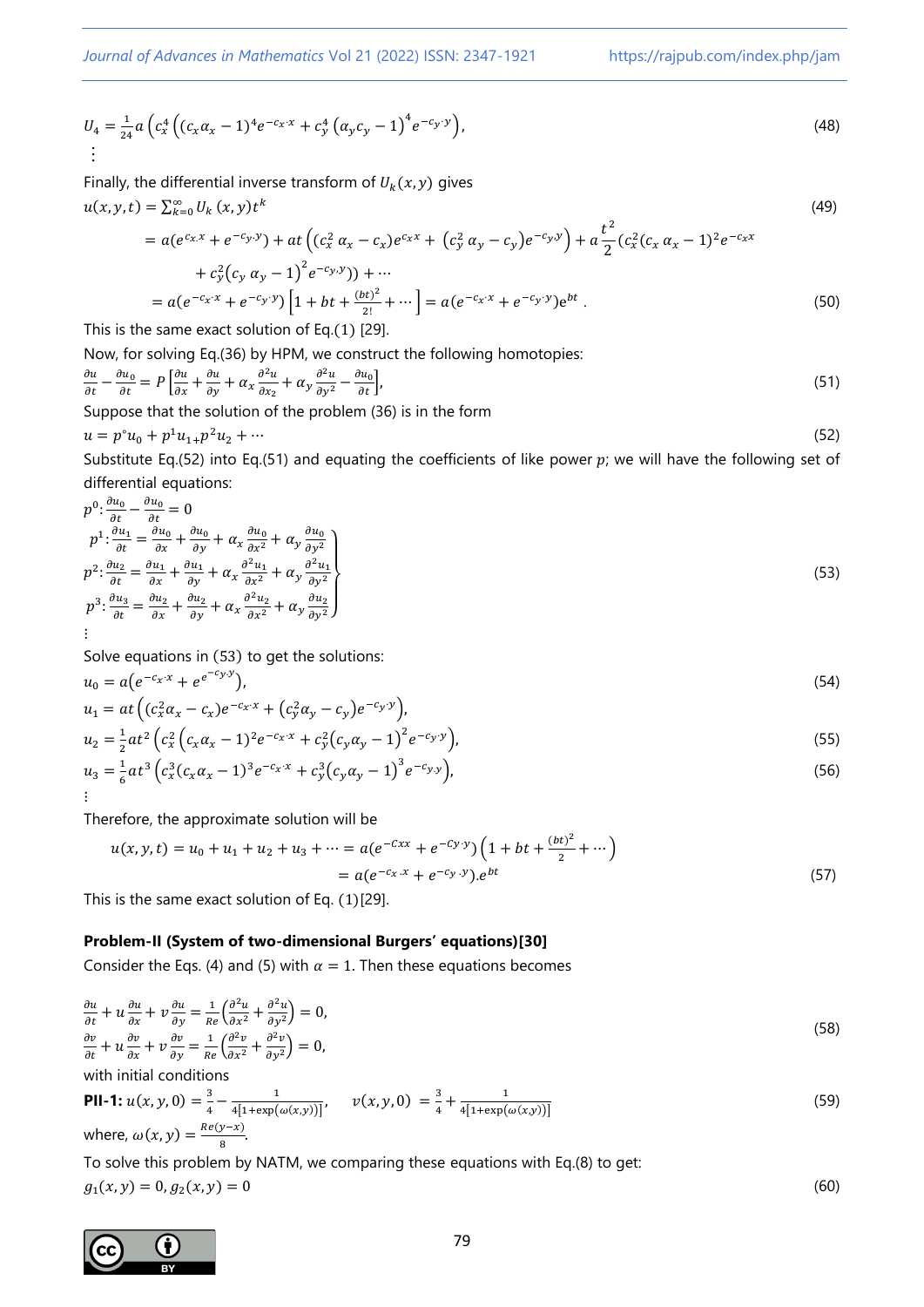$$U_4 = \frac{1}{24} a \left( c_x^4 \left( (c_x \alpha_x - 1)^4 e^{-c_x \cdot x} + c_y^4 \left( \alpha_y c_y - 1 \right)^4 e^{-c_y \cdot y} \right), \right. \tag{48}$$

$\vdots$

Finally, the differential inverse transform of $U_k(x, y)$ gives

$$u(x, y, t) = \sum_{k=0}^{\infty} U_k\,(x, y) t^k \tag{49}$$

$$= a(e^{c_x . x} + e^{-c_y . y}) + at \left( (c_x^2\, \alpha_x - c_x) e^{c_x x} + \left( c_y^2\, \alpha_y - c_y \right) e^{-c_y y} \right) + a \frac{t^2}{2} (c_x^2 (c_x\, \alpha_x - 1)^2 e^{-c_x x}$$

$$+ c_y^2 \left( c_y\, \alpha_y - 1 \right)^2 e^{-c_y . y})) + \cdots$$

$$= a(e^{-c_x \cdot x} + e^{-c_y \cdot y}) \left[ 1 + bt + \frac{(bt)^2}{2!} + \cdots \right] = a(e^{-c_x \cdot x} + e^{-c_y \cdot y}) e^{bt}\,. \tag{50}$$

This is the same exact solution of Eq.(1) [29].

Now, for solving Eq.(36) by HPM, we construct the following homotopies:

$$\frac{\partial u}{\partial t} - \frac{\partial u_0}{\partial t} = P \left[ \frac{\partial u}{\partial x} + \frac{\partial u}{\partial y} + \alpha_x \frac{\partial^2 u}{\partial x_2} + \alpha_y \frac{\partial^2 u}{\partial y^2} - \frac{\partial u_0}{\partial t} \right], \tag{51}$$

Suppose that the solution of the problem (36) is in the form

$$u = p^{\circ} u_0 + p^1 u_1 + p^2 u_2 + \cdots \tag{52}$$

Substitute Eq.(52) into Eq.(51) and equating the coefficients of like power $p$; we will have the following set of differential equations:

$$p^0 : \frac{\partial u_0}{\partial t} - \frac{\partial u_0}{\partial t} = 0$$

$$\left. \begin{aligned} p^1 &: \frac{\partial u_1}{\partial t} = \frac{\partial u_0}{\partial x} + \frac{\partial u_0}{\partial y} + \alpha_x \frac{\partial u_0}{\partial x^2} + \alpha_y \frac{\partial u_0}{\partial y^2} \\ p^2 &: \frac{\partial u_2}{\partial t} = \frac{\partial u_1}{\partial x} + \frac{\partial u_1}{\partial y} + \alpha_x \frac{\partial^2 u_1}{\partial x^2} + \alpha_y \frac{\partial^2 u_1}{\partial y^2} \\ p^3 &: \frac{\partial u_3}{\partial t} = \frac{\partial u_2}{\partial x} + \frac{\partial u_2}{\partial y} + \alpha_x \frac{\partial^2 u_2}{\partial x^2} + \alpha_y \frac{\partial u_2}{\partial y^2} \end{aligned} \right\} \tag{53}$$

$\vdots$

Solve equations in (53) to get the solutions:

$$u_0 = a\left( e^{-c_x \cdot x} + e^{e^{-c_y \cdot y}} \right), \tag{54}$$

$$u_1 = at \left( (c_x^2 \alpha_x - c_x) e^{-c_x \cdot x} + (c_y^2 \alpha_y - c_y) e^{-c_y \cdot y} \right),$$

$$u_2 = \frac{1}{2} a t^2 \left( c_x^2 \left( c_x \alpha_x - 1 \right)^2 e^{-c_x \cdot x} + c_y^2 \left( c_y \alpha_y - 1 \right)^2 e^{-c_y \cdot y} \right), \tag{55}$$

$$u_3 = \frac{1}{6} a t^3 \left( c_x^3 (c_x \alpha_x - 1)^3 e^{-c_x \cdot x} + c_y^3 \left( c_y \alpha_y - 1 \right)^3 e^{-c_y . y} \right), \tag{56}$$

$\vdots$

Therefore, the approximate solution will be

$$u(x, y, t) = u_0 + u_1 + u_2 + u_3 + \cdots = a(e^{-Cxx} + e^{-Cy \cdot y}) \left( 1 + bt + \frac{(bt)^2}{2} + \cdots \right)$$

$$= a(e^{-c_x . x} + e^{-c_y . y}) . e^{bt} \tag{57}$$

This is the same exact solution of Eq. (1)[29].

**Problem-II (System of two-dimensional Burgers' equations)[30]**

Consider the Eqs. (4) and (5) with $\alpha = 1$. Then these equations becomes

$$\begin{aligned} &\frac{\partial u}{\partial t} + u \frac{\partial u}{\partial x} + v \frac{\partial u}{\partial y} = \frac{1}{Re} \left( \frac{\partial^2 u}{\partial x^2} + \frac{\partial^2 u}{\partial y^2} \right) = 0, \\ &\frac{\partial v}{\partial t} + u \frac{\partial v}{\partial x} + v \frac{\partial v}{\partial y} = \frac{1}{Re} \left( \frac{\partial^2 v}{\partial x^2} + \frac{\partial^2 v}{\partial y^2} \right) = 0, \end{aligned} \tag{58}$$

with initial conditions

$$\textbf{PII-1: } u(x, y, 0) = \frac{3}{4} - \frac{1}{4[1 + \exp(\omega(x, y))]}, \qquad v(x, y, 0) = \frac{3}{4} + \frac{1}{4[1 + \exp(\omega(x, y))]} \tag{59}$$

where, $\omega(x, y) = \frac{Re(y - x)}{8}$.

To solve this problem by NATM, we comparing these equations with Eq.(8) to get:

$$g_1(x, y) = 0, g_2(x, y) = 0 \tag{60}$$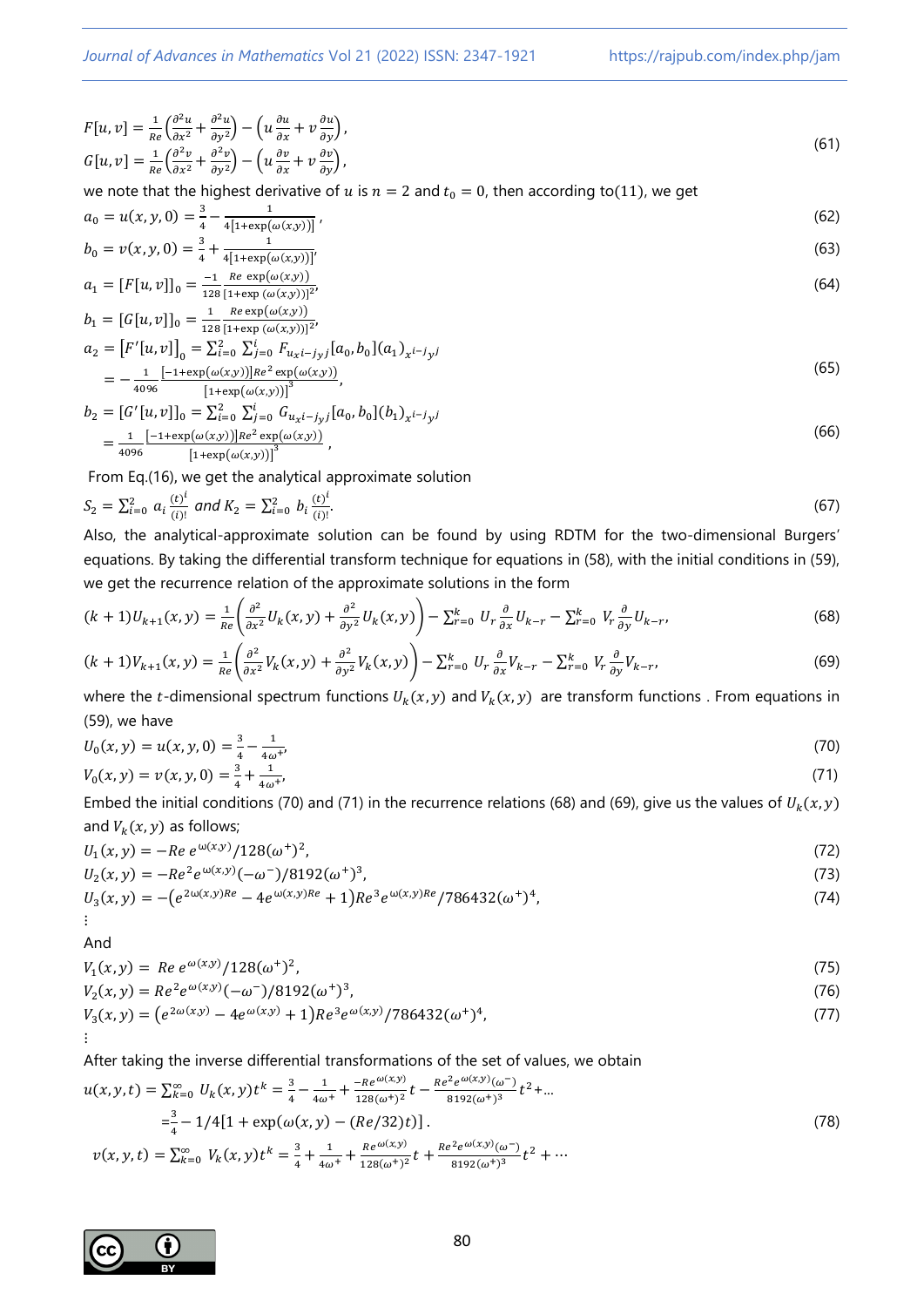$$F[u,v] = \frac{1}{Re}\left(\frac{\partial^2 u}{\partial x^2} + \frac{\partial^2 u}{\partial y^2}\right) - \left(u\frac{\partial u}{\partial x} + v\frac{\partial u}{\partial y}\right),$$

$$G[u,v] = \frac{1}{Re}\left(\frac{\partial^2 v}{\partial x^2} + \frac{\partial^2 v}{\partial y^2}\right) - \left(u\frac{\partial v}{\partial x} + v\frac{\partial v}{\partial y}\right), \tag{61}$$

we note that the highest derivative of $u$ is $n = 2$ and $t_0 = 0$, then according to(11), we get

$$a_0 = u(x,y,0) = \frac{3}{4} - \frac{1}{4[1+\exp(\omega(x,y))]}, \tag{62}$$

$$b_0 = v(x,y,0) = \frac{3}{4} + \frac{1}{4[1+\exp(\omega(x,y))]}, \tag{63}$$

$$a_1 = [F[u,v]]_0 = \frac{-1}{128}\frac{Re\,\exp(\omega(x,y))}{[1+\exp(\omega(x,y))]^2}, \tag{64}$$

$$b_1 = [G[u,v]]_0 = \frac{1}{128}\frac{Re\exp(\omega(x,y))}{[1+\exp(\omega(x,y))]^2},$$

$$a_2 = [F'[u,v]]_0 = \sum_{i=0}^{2}\sum_{j=0}^{i} F_{u_{x^{i-j}y^j}}[a_0,b_0](a_1)_{x^{i-j}y^j}$$
$$= -\frac{1}{4096}\frac{[-1+\exp(\omega(x,y))]Re^2\exp(\omega(x,y))}{[1+\exp(\omega(x,y))]^3}, \tag{65}$$

$$b_2 = [G'[u,v]]_0 = \sum_{i=0}^{2}\sum_{j=0}^{i} G_{u_{x^{i-j}y^j}}[a_0,b_0](b_1)_{x^{i-j}y^j}$$
$$= \frac{1}{4096}\frac{[-1+\exp(\omega(x,y))]Re^2\exp(\omega(x,y))}{[1+\exp(\omega(x,y))]^3}, \tag{66}$$

From Eq.(16), we get the analytical approximate solution

$$S_2 = \sum_{i=0}^{2} a_i\frac{(t)^i}{(i)!} \text{ and } K_2 = \sum_{i=0}^{2} b_i\frac{(t)^i}{(i)!}. \tag{67}$$

Also, the analytical-approximate solution can be found by using RDTM for the two-dimensional Burgers' equations. By taking the differential transform technique for equations in (58), with the initial conditions in (59), we get the recurrence relation of the approximate solutions in the form

$$(k+1)U_{k+1}(x,y) = \frac{1}{Re}\left(\frac{\partial^2}{\partial x^2}U_k(x,y) + \frac{\partial^2}{\partial y^2}U_k(x,y)\right) - \sum_{r=0}^{k} U_r\frac{\partial}{\partial x}U_{k-r} - \sum_{r=0}^{k} V_r\frac{\partial}{\partial y}U_{k-r}, \tag{68}$$

$$(k+1)V_{k+1}(x,y) = \frac{1}{Re}\left(\frac{\partial^2}{\partial x^2}V_k(x,y) + \frac{\partial^2}{\partial y^2}V_k(x,y)\right) - \sum_{r=0}^{k} U_r\frac{\partial}{\partial x}V_{k-r} - \sum_{r=0}^{k} V_r\frac{\partial}{\partial y}V_{k-r}, \tag{69}$$

where the $t$-dimensional spectrum functions $U_k(x,y)$ and $V_k(x,y)$ are transform functions . From equations in (59), we have

$$U_0(x,y) = u(x,y,0) = \frac{3}{4} - \frac{1}{4\omega^+}, \tag{70}$$

$$V_0(x,y) = v(x,y,0) = \frac{3}{4} + \frac{1}{4\omega^+}, \tag{71}$$

Embed the initial conditions (70) and (71) in the recurrence relations (68) and (69), give us the values of $U_k(x,y)$ and $V_k(x,y)$ as follows;

$$U_1(x,y) = -Re\,e^{\omega(x,y)}/128(\omega^+)^2, \tag{72}$$

$$U_2(x,y) = -Re^2e^{\omega(x,y)}(-\omega^-)/8192(\omega^+)^3, \tag{73}$$

$$U_3(x,y) = -\left(e^{2\omega(x,y)Re} - 4e^{\omega(x,y)Re} + 1\right)Re^3e^{\omega(x,y)Re}/786432(\omega^+)^4, \tag{74}$$

$\vdots$

And

$$V_1(x,y) = Re\,e^{\omega(x,y)}/128(\omega^+)^2, \tag{75}$$

$$V_2(x,y) = Re^2e^{\omega(x,y)}(-\omega^-)/8192(\omega^+)^3, \tag{76}$$

$$V_3(x,y) = \left(e^{2\omega(x,y)} - 4e^{\omega(x,y)} + 1\right)Re^3e^{\omega(x,y)}/786432(\omega^+)^4, \tag{77}$$

$\vdots$

After taking the inverse differential transformations of the set of values, we obtain

$$u(x,y,t) = \sum_{k=0}^{\infty} U_k(x,y)t^k = \frac{3}{4} - \frac{1}{4\omega^+} + \frac{-Re^{\omega(x,y)}}{128(\omega^+)^2}t - \frac{Re^2e^{\omega(x,y)}(\omega^-)}{8192(\omega^+)^3}t^2 + \ldots$$
$$= \frac{3}{4} - 1/4[1+\exp(\omega(x,y) - (Re/32)t)]. \tag{78}$$

$$v(x,y,t) = \sum_{k=0}^{\infty} V_k(x,y)t^k = \frac{3}{4} + \frac{1}{4\omega^+} + \frac{Re^{\omega(x,y)}}{128(\omega^+)^2}t + \frac{Re^2e^{\omega(x,y)}(\omega^-)}{8192(\omega^+)^3}t^2 + \cdots$$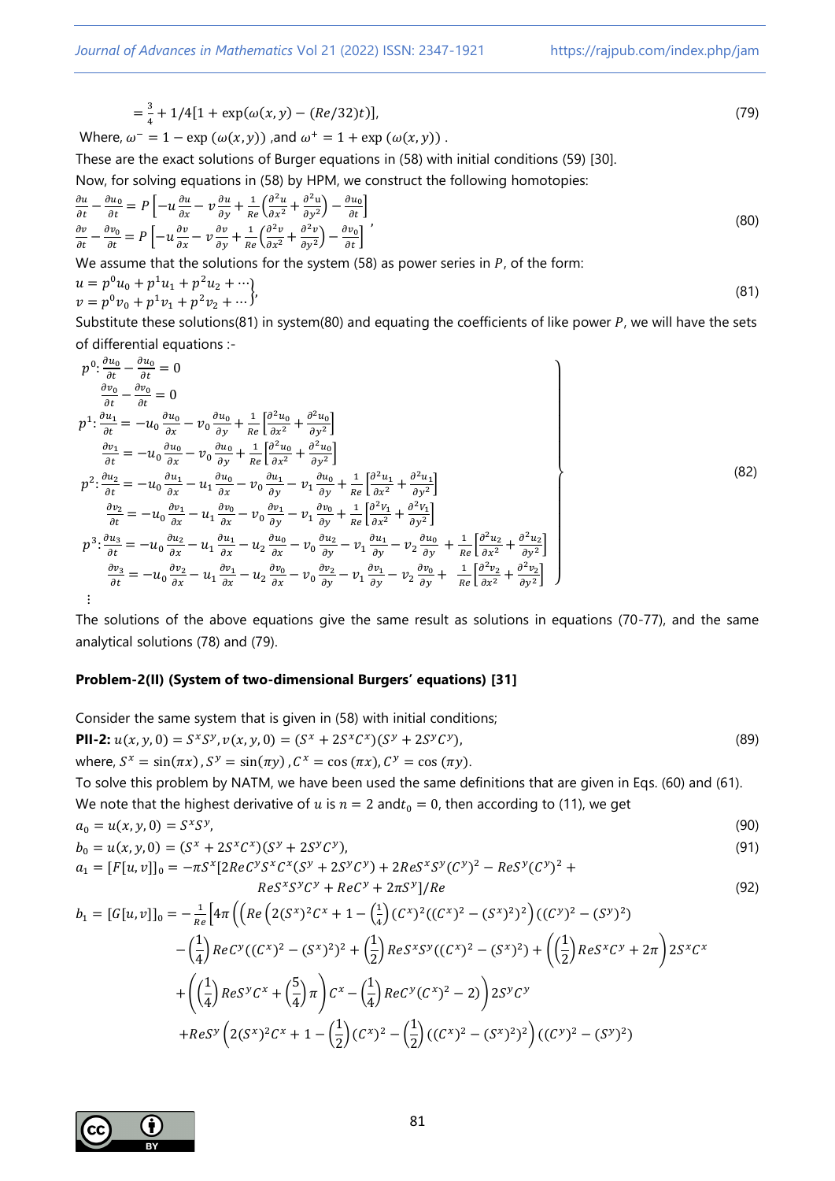$$= \frac{3}{4} + 1/4[1 + \exp(\omega(x,y) - (Re/32)t)], \tag{79}$$

Where, $\omega^- = 1 - \exp(\omega(x,y))$ ,and $\omega^+ = 1 + \exp(\omega(x,y))$ .

These are the exact solutions of Burger equations in (58) with initial conditions (59) [30].

Now, for solving equations in (58) by HPM, we construct the following homotopies:

$$\left.\begin{array}{l} \frac{\partial u}{\partial t} - \frac{\partial u_0}{\partial t} = P\left[-u\frac{\partial u}{\partial x} - v\frac{\partial u}{\partial y} + \frac{1}{Re}\left(\frac{\partial^2 u}{\partial x^2} + \frac{\partial^2 u}{\partial y^2}\right) - \frac{\partial u_0}{\partial t}\right] \\ \frac{\partial v}{\partial t} - \frac{\partial v_0}{\partial t} = P\left[-u\frac{\partial v}{\partial x} - v\frac{\partial v}{\partial y} + \frac{1}{Re}\left(\frac{\partial^2 v}{\partial x^2} + \frac{\partial^2 v}{\partial y^2}\right) - \frac{\partial v_0}{\partial t}\right] \end{array}\right\}, \tag{80}$$

We assume that the solutions for the system (58) as power series in $P$, of the form:

$$\left.\begin{array}{l} u = p^0u_0 + p^1u_1 + p^2u_2 + \cdots \\ v = p^0v_0 + p^1v_1 + p^2v_2 + \cdots \end{array}\right\}, \tag{81}$$

Substitute these solutions(81) in system(80) and equating the coefficients of like power $P$, we will have the sets of differential equations :-

$$\left.\begin{array}{l}
p^0: \frac{\partial u_0}{\partial t} - \frac{\partial u_0}{\partial t} = 0 \\
\quad \frac{\partial v_0}{\partial t} - \frac{\partial v_0}{\partial t} = 0 \\
p^1: \frac{\partial u_1}{\partial t} = -u_0\frac{\partial u_0}{\partial x} - v_0\frac{\partial u_0}{\partial y} + \frac{1}{Re}\left[\frac{\partial^2 u_0}{\partial x^2} + \frac{\partial^2 u_0}{\partial y^2}\right] \\
\quad \frac{\partial v_1}{\partial t} = -u_0\frac{\partial u_0}{\partial x} - v_0\frac{\partial u_0}{\partial y} + \frac{1}{Re}\left[\frac{\partial^2 u_0}{\partial x^2} + \frac{\partial^2 u_0}{\partial y^2}\right] \\
p^2: \frac{\partial u_2}{\partial t} = -u_0\frac{\partial u_1}{\partial x} - u_1\frac{\partial u_0}{\partial x} - v_0\frac{\partial u_1}{\partial y} - v_1\frac{\partial u_0}{\partial y} + \frac{1}{Re}\left[\frac{\partial^2 u_1}{\partial x^2} + \frac{\partial^2 u_1}{\partial y^2}\right] \\
\quad \frac{\partial v_2}{\partial t} = -u_0\frac{\partial v_1}{\partial x} - u_1\frac{\partial v_0}{\partial x} - v_0\frac{\partial v_1}{\partial y} - v_1\frac{\partial v_0}{\partial y} + \frac{1}{Re}\left[\frac{\partial^2 V_1}{\partial x^2} + \frac{\partial^2 V_1}{\partial y^2}\right] \\
p^3: \frac{\partial u_3}{\partial t} = -u_0\frac{\partial u_2}{\partial x} - u_1\frac{\partial u_1}{\partial x} - u_2\frac{\partial u_0}{\partial x} - v_0\frac{\partial u_2}{\partial y} - v_1\frac{\partial u_1}{\partial y} - v_2\frac{\partial u_0}{\partial y} + \frac{1}{Re}\left[\frac{\partial^2 u_2}{\partial x^2} + \frac{\partial^2 u_2}{\partial y^2}\right] \\
\quad \frac{\partial v_3}{\partial t} = -u_0\frac{\partial v_2}{\partial x} - u_1\frac{\partial v_1}{\partial x} - u_2\frac{\partial v_0}{\partial x} - v_0\frac{\partial v_2}{\partial y} - v_1\frac{\partial v_1}{\partial y} - v_2\frac{\partial v_0}{\partial y} + \frac{1}{Re}\left[\frac{\partial^2 v_2}{\partial x^2} + \frac{\partial^2 v_2}{\partial y^2}\right] \\
\quad \vdots
\end{array}\right\} \tag{82}$$

The solutions of the above equations give the same result as solutions in equations (70-77), and the same analytical solutions (78) and (79).

**Problem-2(II) (System of two-dimensional Burgers' equations) [31]**

Consider the same system that is given in (58) with initial conditions;

**PII-2:** $u(x,y,0) = S^xS^y, v(x,y,0) = (S^x + 2S^xC^x)(S^y + 2S^yC^y)$, (89)

where, $S^x = \sin(\pi x)$, $S^y = \sin(\pi y)$, $C^x = \cos(\pi x)$, $C^y = \cos(\pi y)$.

To solve this problem by NATM, we have been used the same definitions that are given in Eqs. (60) and (61).

We note that the highest derivative of $u$ is $n = 2$ and $t_0 = 0$, then according to (11), we get

$$a_0 = u(x,y,0) = S^xS^y, \tag{90}$$

$$b_0 = u(x,y,0) = (S^x + 2S^xC^x)(S^y + 2S^yC^y), \tag{91}$$

$$a_1 = [F[u,v]]_0 = -\pi S^x[2ReC^yS^xC^x(S^y + 2S^yC^y) + 2ReS^xS^y(C^y)^2 - ReS^y(C^y)^2 + ReS^xS^yC^y + ReC^y + 2\pi S^y]/Re \tag{92}$$

$$\begin{aligned} b_1 = [G[u,v]]_0 = -\frac{1}{Re}\Big[4\pi\Big(\Big(Re\Big(2(S^x)^2C^x + 1 - \left(\tfrac{1}{4}\right)(C^x)^2((C^x)^2 - (S^x)^2)^2\Big)((C^y)^2 - (S^y)^2) \\ - \left(\tfrac{1}{4}\right)ReC^y((C^x)^2 - (S^x)^2)^2 + \left(\tfrac{1}{2}\right)ReS^xS^y((C^x)^2 - (S^x)^2) + \left(\left(\tfrac{1}{2}\right)ReS^xC^y + 2\pi\right)2S^xC^x \\ + \left(\left(\tfrac{1}{4}\right)ReS^yC^x + \left(\tfrac{5}{4}\right)\pi\right)C^x - \left(\tfrac{1}{4}\right)ReC^y(C^x)^2 - 2)\Big)2S^yC^y \\ + ReS^y\Big(2(S^x)^2C^x + 1 - \left(\tfrac{1}{2}\right)(C^x)^2 - \left(\tfrac{1}{2}\right)((C^x)^2 - (S^x)^2)^2\Big)((C^y)^2 - (S^y)^2) \end{aligned}$$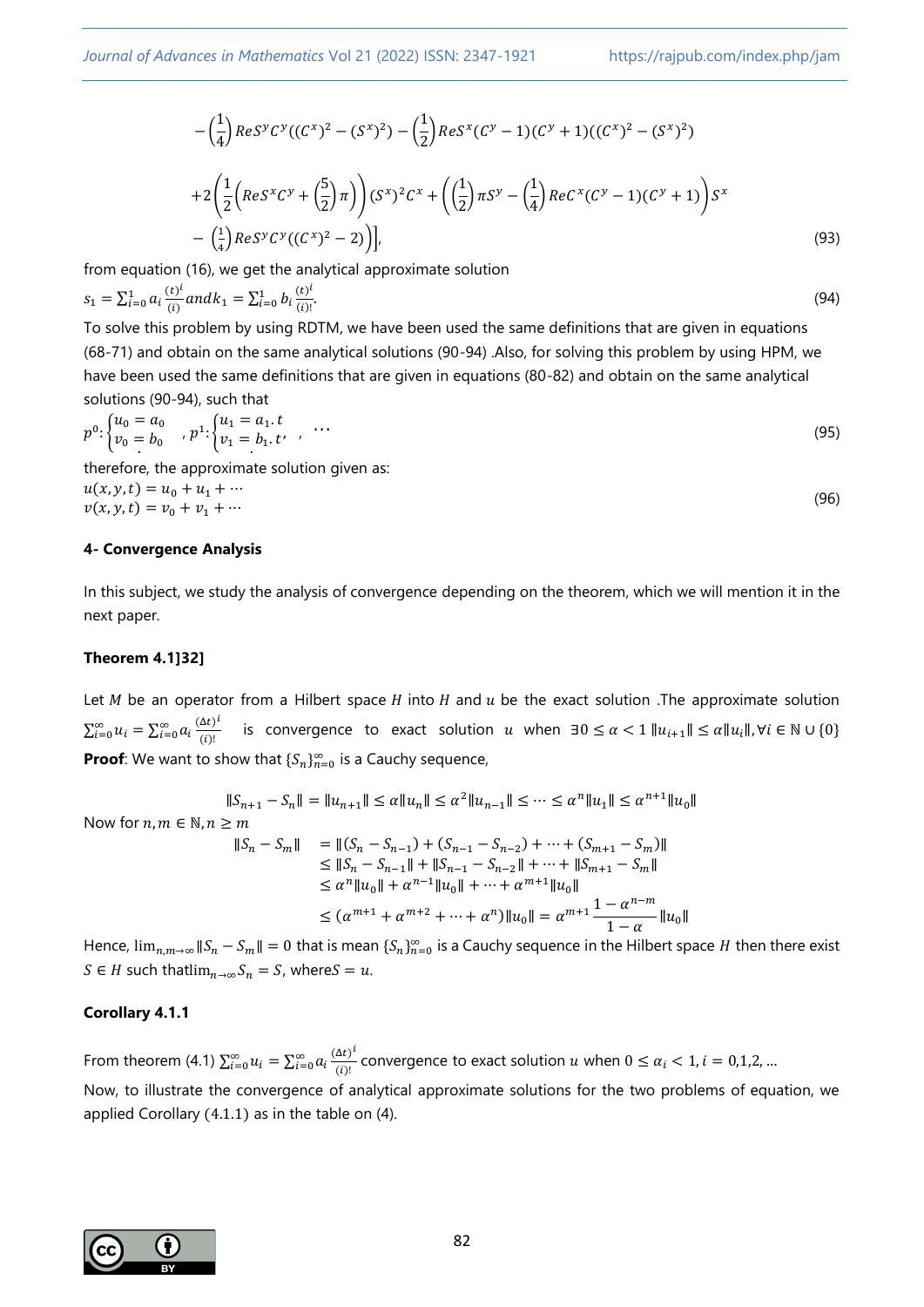$$
-\left(\frac{1}{4}\right)ReS^{y}C^{y}((C^{x})^{2}-(S^{x})^{2})-\left(\frac{1}{2}\right)ReS^{x}(C^{y}-1)(C^{y}+1)((C^{x})^{2}-(S^{x})^{2})
$$

$$
+2\left(\frac{1}{2}\left(ReS^{x}C^{y}+\left(\frac{5}{2}\right)\pi\right)\right)(S^{x})^{2}C^{x}+\left(\left(\frac{1}{2}\right)\pi S^{y}-\left(\frac{1}{4}\right)ReC^{x}(C^{y}-1)(C^{y}+1)\right)S^{x}
$$

$$
-\left(\frac{1}{4}\right)ReS^{y}C^{y}((C^{x})^{2}-2)\bigg)\bigg], \tag{93}
$$

from equation (16), we get the analytical approximate solution

$$
s_1=\sum_{i=0}^{1}a_i\frac{(t)^i}{(i)}and k_1=\sum_{i=0}^{1}b_i\frac{(t)^i}{(i)!}. \tag{94}
$$

To solve this problem by using RDTM, we have been used the same definitions that are given in equations (68-71) and obtain on the same analytical solutions (90-94) .Also, for solving this problem by using HPM, we have been used the same definitions that are given in equations (80-82) and obtain on the same analytical solutions (90-94), such that

$$
p^0:\begin{cases}u_0=a_0\\ v_0=b_0\end{cases},\ p^1:\begin{cases}u_1=a_1.t\\ v_1=b_1.t\end{cases},\ \cdots \tag{95}
$$

therefore, the approximate solution given as:

$$
\begin{aligned}
u(x,y,t)&=u_0+u_1+\cdots\\
v(x,y,t)&=v_0+v_1+\cdots
\end{aligned} \tag{96}
$$

**4- Convergence Analysis**

In this subject, we study the analysis of convergence depending on the theorem, which we will mention it in the next paper.

**Theorem 4.1]32]**

Let $M$ be an operator from a Hilbert space $H$ into $H$ and $u$ be the exact solution .The approximate solution $\sum_{i=0}^{\infty}u_i=\sum_{i=0}^{\infty}a_i\frac{(\Delta t)^i}{(i)!}$ is convergence to exact solution $u$ when $\exists 0\leq\alpha<1\ \|u_{i+1}\|\leq\alpha\|u_i\|,\forall i\in\mathbb{N}\cup\{0\}$

**Proof**: We want to show that $\{S_n\}_{n=0}^{\infty}$ is a Cauchy sequence,

$$
\|S_{n+1}-S_n\|=\|u_{n+1}\|\leq\alpha\|u_n\|\leq\alpha^2\|u_{n-1}\|\leq\cdots\leq\alpha^n\|u_1\|\leq\alpha^{n+1}\|u_0\|
$$

Now for $n,m\in\mathbb{N},n\geq m$

$$
\begin{aligned}
\|S_n-S_m\|&=\|(S_n-S_{n-1})+(S_{n-1}-S_{n-2})+\cdots+(S_{m+1}-S_m)\|\\
&\leq\|S_n-S_{n-1}\|+\|S_{n-1}-S_{n-2}\|+\cdots+\|S_{m+1}-S_m\|\\
&\leq\alpha^n\|u_0\|+\alpha^{n-1}\|u_0\|+\cdots+\alpha^{m+1}\|u_0\|\\
&\leq(\alpha^{m+1}+\alpha^{m+2}+\cdots+\alpha^n)\|u_0\|=\alpha^{m+1}\frac{1-\alpha^{n-m}}{1-\alpha}\|u_0\|
\end{aligned}
$$

Hence, $\lim_{n,m\to\infty}\|S_n-S_m\|=0$ that is mean $\{S_n\}_{n=0}^{\infty}$ is a Cauchy sequence in the Hilbert space $H$ then there exist $S\in H$ such that$\lim_{n\to\infty}S_n=S$, where$S=u$.

**Corollary 4.1.1**

From theorem (4.1) $\sum_{i=0}^{\infty}u_i=\sum_{i=0}^{\infty}a_i\frac{(\Delta t)^i}{(i)!}$ convergence to exact solution $u$ when $0\leq\alpha_i<1,i=0,1,2,\ldots$

Now, to illustrate the convergence of analytical approximate solutions for the two problems of equation, we applied Corollary (4.1.1) as in the table on (4).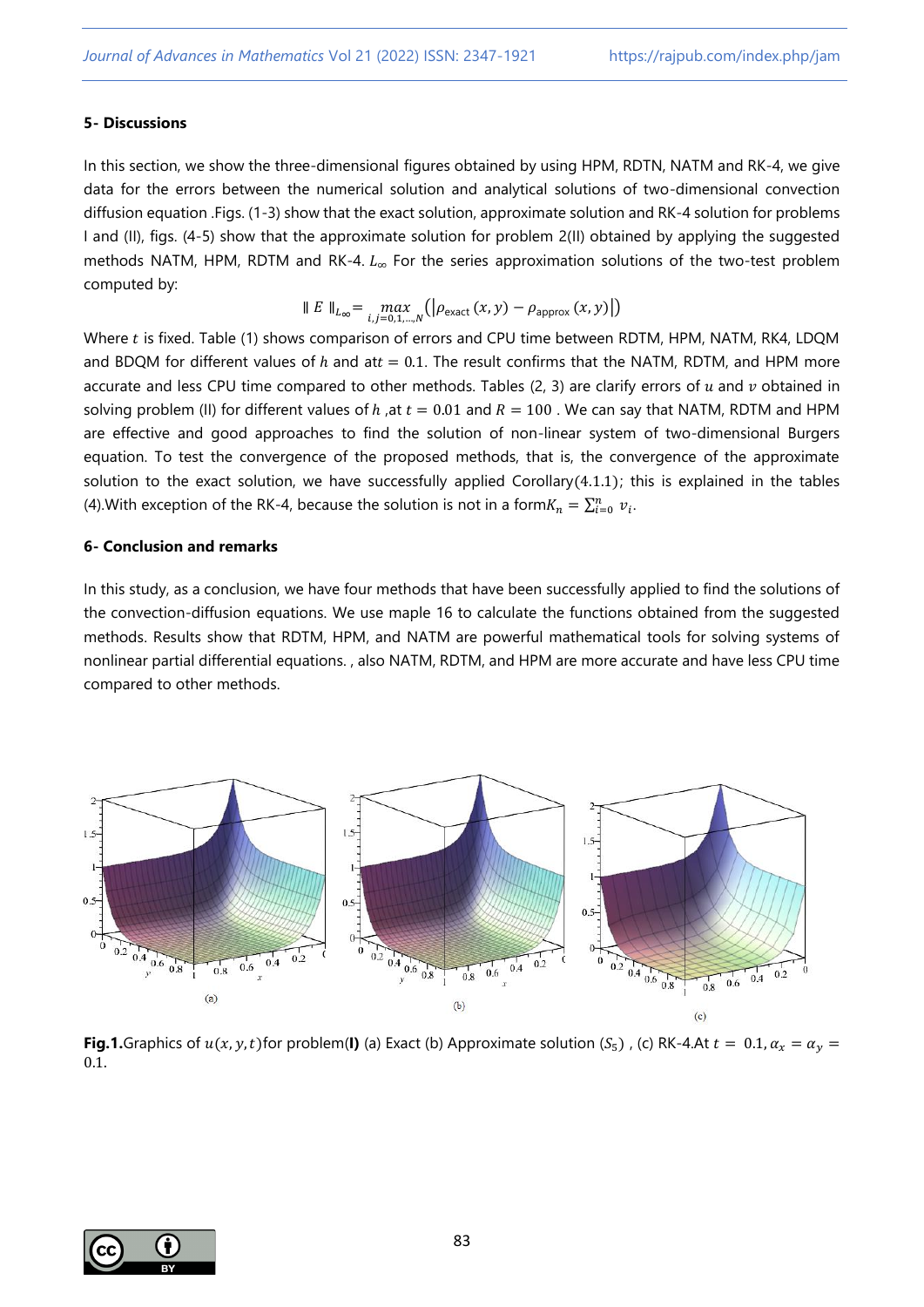### 5- Discussions

In this section, we show the three-dimensional figures obtained by using HPM, RDTN, NATM and RK-4, we give data for the errors between the numerical solution and analytical solutions of two-dimensional convection diffusion equation .Figs. (1-3) show that the exact solution, approximate solution and RK-4 solution for problems I and (II), figs. (4-5) show that the approximate solution for problem 2(II) obtained by applying the suggested methods NATM, HPM, RDTM and RK-4. $L_\infty$ For the series approximation solutions of the two-test problem computed by:

$$\| E \|_{L_\infty} = \max_{i,j=0,1,\ldots,N} \left( \left| \rho_{\text{exact}}(x,y) - \rho_{\text{approx}}(x,y) \right| \right)$$

Where $t$ is fixed. Table (1) shows comparison of errors and CPU time between RDTM, HPM, NATM, RK4, LDQM and BDQM for different values of $h$ and at$t = 0.1$. The result confirms that the NATM, RDTM, and HPM more accurate and less CPU time compared to other methods. Tables (2, 3) are clarify errors of $u$ and $v$ obtained in solving problem (II) for different values of $h$ ,at $t = 0.01$ and $R = 100$ . We can say that NATM, RDTM and HPM are effective and good approaches to find the solution of non-linear system of two-dimensional Burgers equation. To test the convergence of the proposed methods, that is, the convergence of the approximate solution to the exact solution, we have successfully applied Corollary(4.1.1); this is explained in the tables (4).With exception of the RK-4, because the solution is not in a form$K_n = \sum_{i=0}^{n} v_i$.

### 6- Conclusion and remarks

In this study, as a conclusion, we have four methods that have been successfully applied to find the solutions of the convection-diffusion equations. We use maple 16 to calculate the functions obtained from the suggested methods. Results show that RDTM, HPM, and NATM are powerful mathematical tools for solving systems of nonlinear partial differential equations. , also NATM, RDTM, and HPM are more accurate and have less CPU time compared to other methods.

**Fig.1.**Graphics of $u(x, y, t)$for problem(**I**) (a) Exact (b) Approximate solution ($S_5$) , (c) RK-4.At $t = 0.1, \alpha_x = \alpha_y = 0.1$.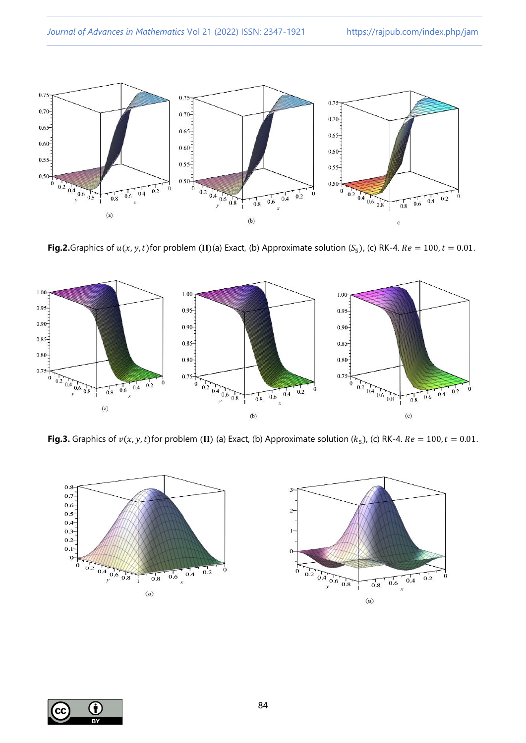**Fig.2.** Graphics of $u(x, y, t)$ for problem (**II**) (a) Exact, (b) Approximate solution ($S_5$), (c) RK-4. $Re = 100, t = 0.01$.

**Fig.3.** Graphics of $v(x, y, t)$ for problem (**II**) (a) Exact, (b) Approximate solution ($k_5$), (c) RK-4. $Re = 100, t = 0.01$.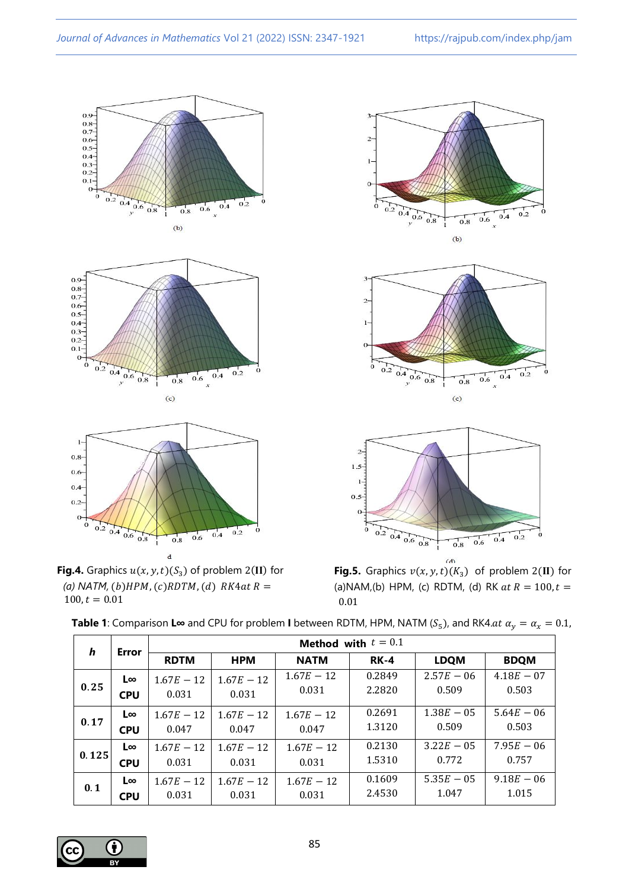**Fig.4.** Graphics $u(x,y,t)(S_3)$ of problem 2(**II**) for *(a) NATM,* $(b) HPM$, $(c) RDTM$, $(d)$ $RK4 at R = 100, t = 0.01$

**Fig.5.** Graphics $v(x,y,t)(K_3)$ of problem 2(**II**) for (a)NAM,(b) HPM, (c) RDTM, (d) RK $at\ R = 100, t = 0.01$

**Table 1**: Comparison **L∞** and CPU for problem **I** between RDTM, HPM, NATM ($S_5$), and RK4.$at\ \alpha_y = \alpha_x = 0.1$,

| ***h*** | **Error** | **Method with** $t = 0.1$ | | | | | |
|---|---|---|---|---|---|---|---|
| | | **RDTM** | **HPM** | **NATM** | **RK-4** | **LDQM** | **BDQM** |
| **0.25** | **L∞**<br>**CPU** | $1.67E-12$<br>0.031 | $1.67E-12$<br>0.031 | $1.67E-12$<br>0.031 | 0.2849<br>2.2820 | $2.57E-06$<br>0.509 | $4.18E-07$<br>0.503 |
| **0.17** | **L∞**<br>**CPU** | $1.67E-12$<br>0.047 | $1.67E-12$<br>0.047 | $1.67E-12$<br>0.047 | 0.2691<br>1.3120 | $1.38E-05$<br>0.509 | $5.64E-06$<br>0.503 |
| **0.125** | **L∞**<br>**CPU** | $1.67E-12$<br>0.031 | $1.67E-12$<br>0.031 | $1.67E-12$<br>0.031 | 0.2130<br>1.5310 | $3.22E-05$<br>0.772 | $7.95E-06$<br>0.757 |
| **0.1** | **L∞**<br>**CPU** | $1.67E-12$<br>0.031 | $1.67E-12$<br>0.031 | $1.67E-12$<br>0.031 | 0.1609<br>2.4530 | $5.35E-05$<br>1.047 | $9.18E-06$<br>1.015 |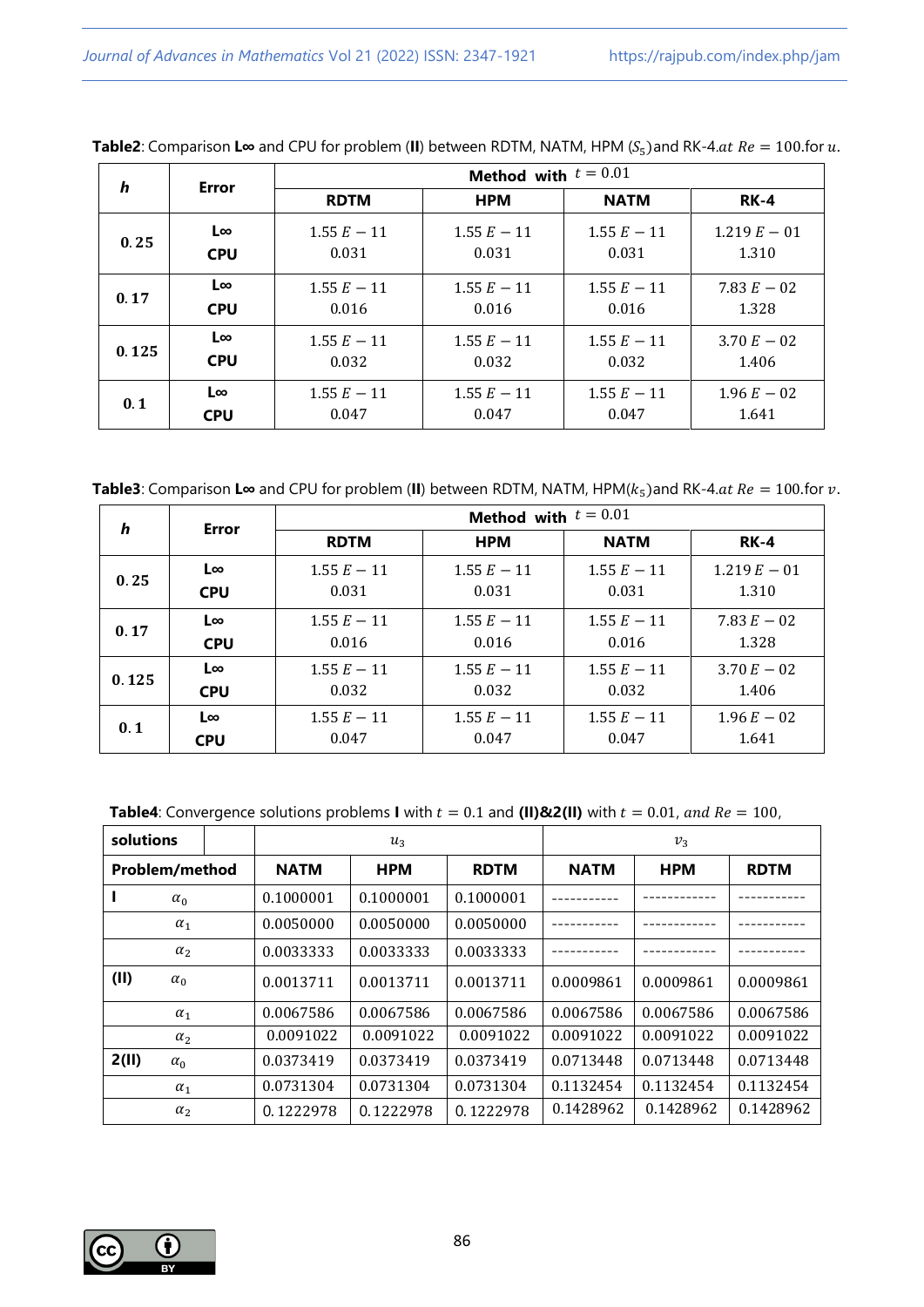**Table2**: Comparison **L∞** and CPU for problem (**II**) between RDTM, NATM, HPM ($S_5$) and RK-4. $at\ Re = 100$. for $u$.

| *h* | Error | Method with $t = 0.01$ | | | |
|---|---|---|---|---|---|
| | | **RDTM** | **HPM** | **NATM** | **RK-4** |
| **0.25** | **L∞**<br>**CPU** | $1.55\ E-11$<br>0.031 | $1.55\ E-11$<br>0.031 | $1.55\ E-11$<br>0.031 | $1.219\ E-01$<br>1.310 |
| **0.17** | **L∞**<br>**CPU** | $1.55\ E-11$<br>0.016 | $1.55\ E-11$<br>0.016 | $1.55\ E-11$<br>0.016 | $7.83\ E-02$<br>1.328 |
| **0.125** | **L∞**<br>**CPU** | $1.55\ E-11$<br>0.032 | $1.55\ E-11$<br>0.032 | $1.55\ E-11$<br>0.032 | $3.70\ E-02$<br>1.406 |
| **0.1** | **L∞**<br>**CPU** | $1.55\ E-11$<br>0.047 | $1.55\ E-11$<br>0.047 | $1.55\ E-11$<br>0.047 | $1.96\ E-02$<br>1.641 |

**Table3**: Comparison **L∞** and CPU for problem (**II**) between RDTM, NATM, HPM($k_5$) and RK-4. $at\ Re = 100$. for $v$.

| *h* | Error | Method with $t = 0.01$ | | | |
|---|---|---|---|---|---|
| | | **RDTM** | **HPM** | **NATM** | **RK-4** |
| **0.25** | **L∞**<br>**CPU** | $1.55\ E-11$<br>0.031 | $1.55\ E-11$<br>0.031 | $1.55\ E-11$<br>0.031 | $1.219\ E-01$<br>1.310 |
| **0.17** | **L∞**<br>**CPU** | $1.55\ E-11$<br>0.016 | $1.55\ E-11$<br>0.016 | $1.55\ E-11$<br>0.016 | $7.83\ E-02$<br>1.328 |
| **0.125** | **L∞**<br>**CPU** | $1.55\ E-11$<br>0.032 | $1.55\ E-11$<br>0.032 | $1.55\ E-11$<br>0.032 | $3.70\ E-02$<br>1.406 |
| **0.1** | **L∞**<br>**CPU** | $1.55\ E-11$<br>0.047 | $1.55\ E-11$<br>0.047 | $1.55\ E-11$<br>0.047 | $1.96\ E-02$<br>1.641 |

**Table4**: Convergence solutions problems **I** with $t = 0.1$ and **(II)&2(II)** with $t = 0.01$, $and\ Re = 100$,

| **solutions** | | $u_3$ | | | $v_3$ | | |
|---|---|---|---|---|---|---|---|
| **Problem/method** | | **NATM** | **HPM** | **RDTM** | **NATM** | **HPM** | **RDTM** |
| **I** | $\alpha_0$ | 0.1000001 | 0.1000001 | 0.1000001 | ----------- | ------------ | ----------- |
| | $\alpha_1$ | 0.0050000 | 0.0050000 | 0.0050000 | ----------- | ------------ | ----------- |
| | $\alpha_2$ | 0.0033333 | 0.0033333 | 0.0033333 | ----------- | ------------ | ----------- |
| **(II)** | $\alpha_0$ | 0.0013711 | 0.0013711 | 0.0013711 | 0.0009861 | 0.0009861 | 0.0009861 |
| | $\alpha_1$ | 0.0067586 | 0.0067586 | 0.0067586 | 0.0067586 | 0.0067586 | 0.0067586 |
| | $\alpha_2$ | 0.0091022 | 0.0091022 | 0.0091022 | 0.0091022 | 0.0091022 | 0.0091022 |
| **2(II)** | $\alpha_0$ | 0.0373419 | 0.0373419 | 0.0373419 | 0.0713448 | 0.0713448 | 0.0713448 |
| | $\alpha_1$ | 0.0731304 | 0.0731304 | 0.0731304 | 0.1132454 | 0.1132454 | 0.1132454 |
| | $\alpha_2$ | 0.1222978 | 0.1222978 | 0.1222978 | 0.1428962 | 0.1428962 | 0.1428962 |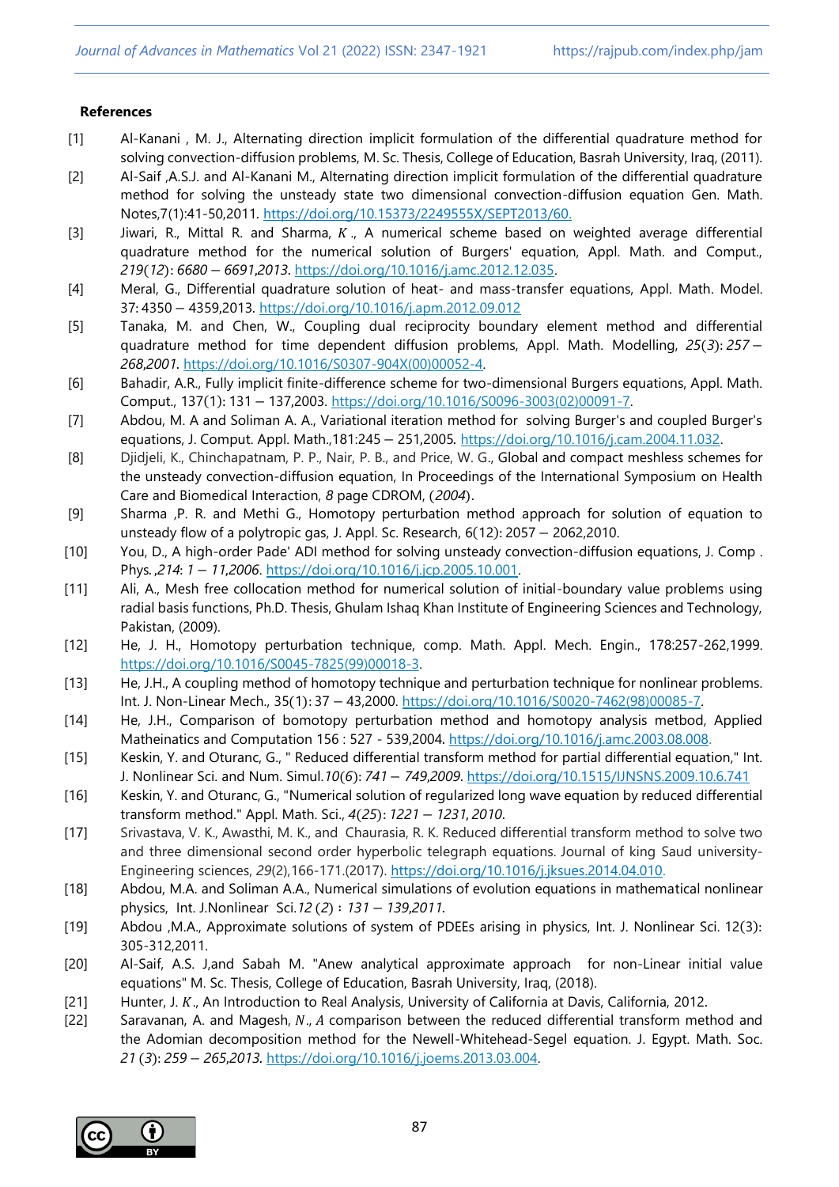**References**

[1] Al-Kanani , M. J., Alternating direction implicit formulation of the differential quadrature method for solving convection-diffusion problems, M. Sc. Thesis, College of Education, Basrah University, Iraq, (2011).

[2] Al-Saif ,A.S.J. and Al-Kanani M., Alternating direction implicit formulation of the differential quadrature method for solving the unsteady state two dimensional convection-diffusion equation Gen. Math. Notes,7(1):41-50,2011. https://doi.org/10.15373/2249555X/SEPT2013/60.

[3] Jiwari, R., Mittal R. and Sharma, $K$., A numerical scheme based on weighted average differential quadrature method for the numerical solution of Burgers' equation, Appl. Math. and Comput., *219*(*12*): *6680 – 6691,2013*. https://doi.org/10.1016/j.amc.2012.12.035.

[4] Meral, G., Differential quadrature solution of heat- and mass-transfer equations, Appl. Math. Model. 37: 4350 – 4359,2013. https://doi.org/10.1016/j.apm.2012.09.012

[5] Tanaka, M. and Chen, W., Coupling dual reciprocity boundary element method and differential quadrature method for time dependent diffusion problems, Appl. Math. Modelling, *25*(*3*): *257 – 268,2001*. https://doi.org/10.1016/S0307-904X(00)00052-4.

[6] Bahadir, A.R., Fully implicit finite-difference scheme for two-dimensional Burgers equations, Appl. Math. Comput., 137(1): 131 – 137,2003. https://doi.org/10.1016/S0096-3003(02)00091-7.

[7] Abdou, M. A and Soliman A. A., Variational iteration method for solving Burger's and coupled Burger's equations, J. Comput. Appl. Math.,181:245 – 251,2005. https://doi.org/10.1016/j.cam.2004.11.032.

[8] Djidjeli, K., Chinchapatnam, P. P., Nair, P. B., and Price, W. G., Global and compact meshless schemes for the unsteady convection-diffusion equation, In Proceedings of the International Symposium on Health Care and Biomedical Interaction, *8* page CDROM, (*2004*).

[9] Sharma ,P. R. and Methi G., Homotopy perturbation method approach for solution of equation to unsteady flow of a polytropic gas, J. Appl. Sc. Research, 6(12): 2057 – 2062,2010.

[10] You, D., A high-order Pade' ADI method for solving unsteady convection-diffusion equations, J. Comp . Phys. ,*214*: *1 – 11,2006*. https://doi.org/10.1016/j.jcp.2005.10.001.

[11] Ali, A., Mesh free collocation method for numerical solution of initial-boundary value problems using radial basis functions, Ph.D. Thesis, Ghulam Ishaq Khan Institute of Engineering Sciences and Technology, Pakistan, (2009).

[12] He, J. H., Homotopy perturbation technique, comp. Math. Appl. Mech. Engin., 178:257-262,1999. https://doi.org/10.1016/S0045-7825(99)00018-3.

[13] He, J.H., A coupling method of homotopy technique and perturbation technique for nonlinear problems. Int. J. Non-Linear Mech., 35(1): 37 – 43,2000. https://doi.org/10.1016/S0020-7462(98)00085-7.

[14] He, J.H., Comparison of bomotopy perturbation method and homotopy analysis metbod, Applied Matheinatics and Computation 156 : 527 - 539,2004. https://doi.org/10.1016/j.amc.2003.08.008.

[15] Keskin, Y. and Oturanc, G., " Reduced differential transform method for partial differential equation," Int. J. Nonlinear Sci. and Num. Simul.*10*(*6*): *741 – 749,2009*. https://doi.org/10.1515/IJNSNS.2009.10.6.741

[16] Keskin, Y. and Oturanc, G., "Numerical solution of regularized long wave equation by reduced differential transform method." Appl. Math. Sci., *4*(*25*): *1221 – 1231*, *2010*.

[17] Srivastava, V. K., Awasthi, M. K., and Chaurasia, R. K. Reduced differential transform method to solve two and three dimensional second order hyperbolic telegraph equations. Journal of king Saud university-Engineering sciences, *29*(2),166-171.(2017). https://doi.org/10.1016/j.jksues.2014.04.010.

[18] Abdou, M.A. and Soliman A.A., Numerical simulations of evolution equations in mathematical nonlinear physics, Int. J.Nonlinear Sci.*12* (*2*) : *131 – 139,2011*.

[19] Abdou ,M.A., Approximate solutions of system of PDEEs arising in physics, Int. J. Nonlinear Sci. 12(3): 305-312,2011.

[20] Al-Saif, A.S. J,and Sabah M. "Anew analytical approximate approach for non-Linear initial value equations" M. Sc. Thesis, College of Education, Basrah University, Iraq, (2018).

[21] Hunter, J. $K$., An Introduction to Real Analysis, University of California at Davis, California, 2012.

[22] Saravanan, A. and Magesh, $N$., $A$ comparison between the reduced differential transform method and the Adomian decomposition method for the Newell-Whitehead-Segel equation. J. Egypt. Math. Soc. *21* (*3*): *259 – 265,2013*. https://doi.org/10.1016/j.joems.2013.03.004.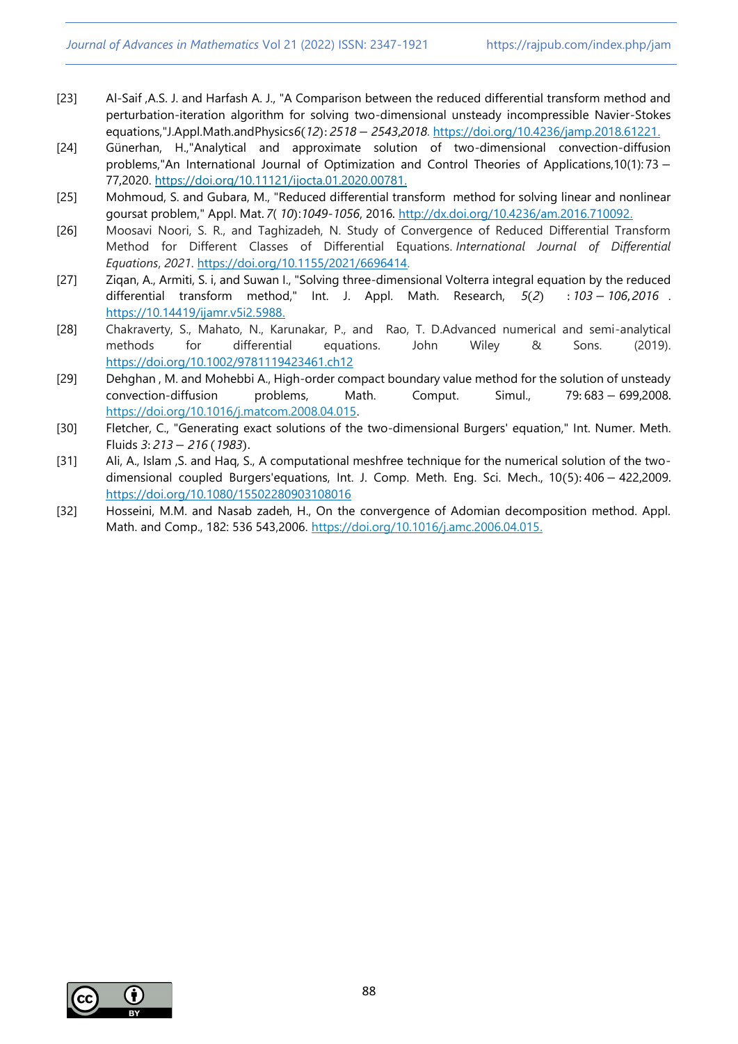[23] Al-Saif ,A.S. J. and Harfash A. J., "A Comparison between the reduced differential transform method and perturbation-iteration algorithm for solving two-dimensional unsteady incompressible Navier-Stokes equations,"J.Appl.Math.andPhysics*6*(*12*): *2518 − 2543,2018.* https://doi.org/10.4236/jamp.2018.61221.

[24] Günerhan, H.,"Analytical and approximate solution of two-dimensional convection-diffusion problems,"An International Journal of Optimization and Control Theories of Applications,10(1): 73 − 77,2020. https://doi.org/10.11121/ijocta.01.2020.00781.

[25] Mohmoud, S. and Gubara, M., "Reduced differential transform method for solving linear and nonlinear goursat problem," Appl. Mat. *7*( *10*):*1049-1056*, 2016. http://dx.doi.org/10.4236/am.2016.710092.

[26] Moosavi Noori, S. R., and Taghizadeh, N. Study of Convergence of Reduced Differential Transform Method for Different Classes of Differential Equations. *International Journal of Differential Equations*, *2021*. https://doi.org/10.1155/2021/6696414.

[27] Ziqan, A., Armiti, S. i, and Suwan I., "Solving three-dimensional Volterra integral equation by the reduced differential transform method," Int. J. Appl. Math. Research, *5*(*2*) : *103 − 106*, *2016* . https://10.14419/ijamr.v5i2.5988.

[28] Chakraverty, S., Mahato, N., Karunakar, P., and Rao, T. D.Advanced numerical and semi-analytical methods for differential equations. John Wiley & Sons. (2019). https://doi.org/10.1002/9781119423461.ch12

[29] Dehghan , M. and Mohebbi A., High-order compact boundary value method for the solution of unsteady convection-diffusion problems, Math. Comput. Simul., 79: 683 − 699,2008. https://doi.org/10.1016/j.matcom.2008.04.015.

[30] Fletcher, C., "Generating exact solutions of the two-dimensional Burgers' equation," Int. Numer. Meth. Fluids *3*: *213 − 216* (*1983*).

[31] Ali, A., Islam ,S. and Haq, S., A computational meshfree technique for the numerical solution of the two-dimensional coupled Burgers'equations, Int. J. Comp. Meth. Eng. Sci. Mech., 10(5): 406 − 422,2009. https://doi.org/10.1080/15502280903108016

[32] Hosseini, M.M. and Nasab zadeh, H., On the convergence of Adomian decomposition method. Appl. Math. and Comp., 182: 536 543,2006. https://doi.org/10.1016/j.amc.2006.04.015.